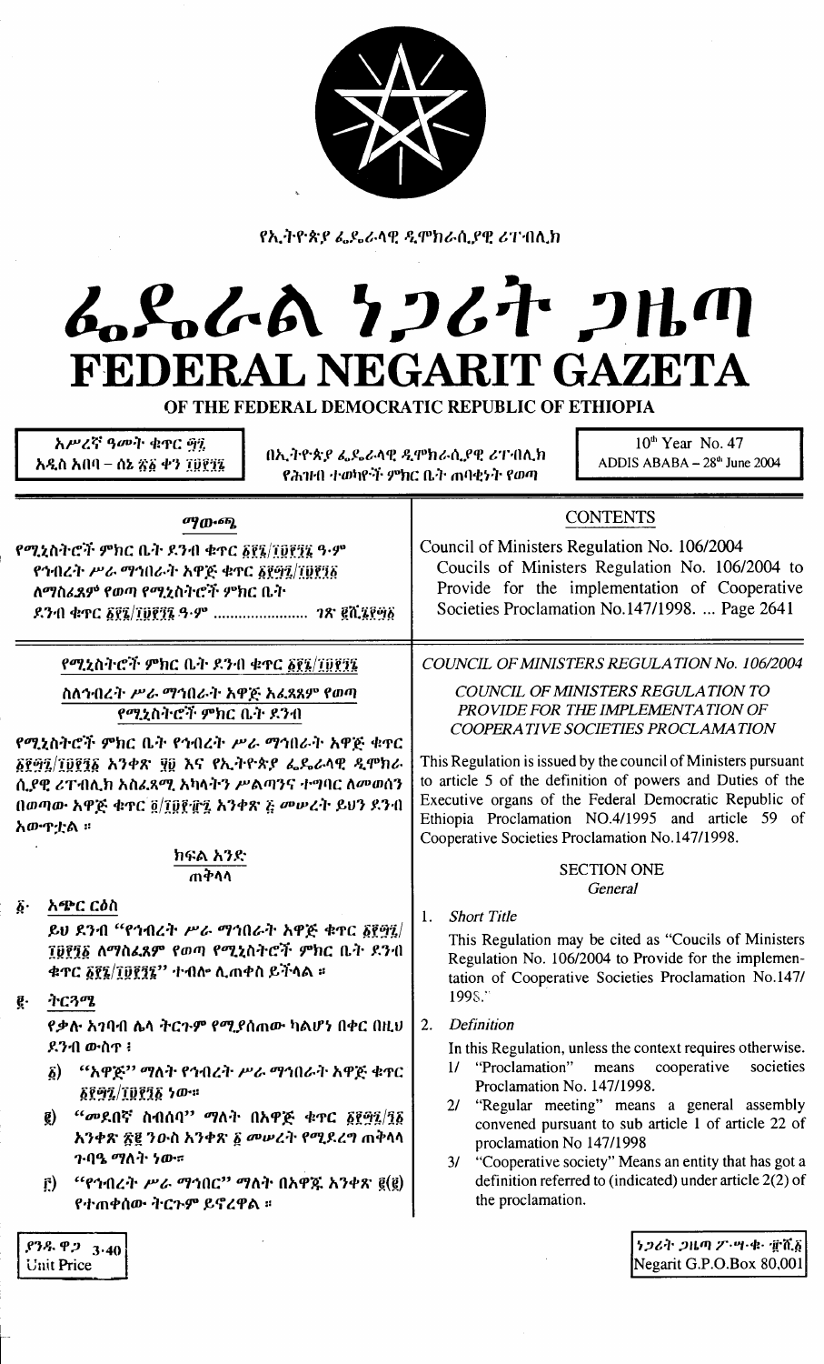የኢትዮጵያ ፌዴራላዊ ዲሞክራሲያዊ ሪፐብሊክ

# ፌዴራል ነጋሪት ጋዜጣ
# FEDERAL NEGARIT GAZETA
## OF THE FEDERAL DEMOCRATIC REPUBLIC OF ETHIOPIA

| አሥረኛ ዓመት ቁጥር ፵፯ አዲስ አበባ – ሰኔ ፳፩ ቀን ፲፱፻፺፮ | በኢትዮጵያ ፌዴራላዊ ዲሞክራሲያዊ ሪፐብሊክ የሕዝብ ተወካዮች ምክር ቤት ጠባቂነት የወጣ | 10th Year No. 47 ADDIS ABABA – 28th June 2004 |
|---|---|---|

**ማውጫ**

የሚኒስትሮች ምክር ቤት ደንብ ቁጥር ፩፻፮/፲፱፻፺፮ ዓ.ም
የኅብረት ሥራ ማኅበራት አዋጅ ቁጥር ፩፻፵፯/፲፱፻፺፩ ለማስፈጸም የወጣ የሚኒስትሮች ምክር ቤት ደንብ ቁጥር ፩፻፮/፲፱፻፺፮ ዓ.ም ...................... ገጽ ፪ሺ፮፻፵፩

**CONTENTS**

Council of Ministers Regulation No. 106/2004
Coucils of Ministers Regulation No. 106/2004 to Provide for the implementation of Cooperative Societies Proclamation No.147/1998. ... Page 2641

**የሚኒስትሮች ምክር ቤት ደንብ ቁጥር ፩፻፮/፲፱፻፺፮**

**ስለኅብረት ሥራ ማኅበራት አዋጅ አፈጻጸም የወጣ የሚኒስትሮች ምክር ቤት ደንብ**

የሚኒስትሮች ምክር ቤት የኅብረት ሥራ ማኅበራት አዋጅ ቁጥር ፩፻፵፯/፲፱፻፺፩ አንቀጽ ፶፱ እና የኢትዮጵያ ፌዴራላዊ ዲሞክራሲያዊ ሪፐብሊክ አስፈጻሚ አካላትን ሥልጣንና ተግባር ለመወሰን በወጣው አዋጅ ቁጥር ፬/፲፱፻፹፯ አንቀጽ ፭ መሠረት ይህን ደንብ አውጥቷል ።

**ክፍል አንድ**
**ጠቅላላ**

፩· አጭር ርዕስ

ይህ ደንብ "የኅብረት ሥራ ማኅበራት አዋጅ ቁጥር ፩፻፵፯/፲፱፻፺፩ ለማስፈጸም የወጣ የሚኒስትሮች ምክር ቤት ደንብ ቁጥር ፩፻፮/፲፱፻፺፮" ተብሎ ሊጠቀስ ይችላል ።

፪· ትርጓሜ

የቃሉ አገባብ ሌላ ትርጉም የሚያሰጠው ካልሆነ በቀር በዚህ ደንብ ውስጥ ፤

፩) "አዋጅ" ማለት የኅብረት ሥራ ማኅበራት አዋጅ ቁጥር ፩፻፵፯/፲፱፻፺፩ ነው።

፪) "መደበኛ ስብሰባ" ማለት በአዋጅ ቁጥር ፩፻፵፯/፺፩ አንቀጽ ፳፪ ንዑስ አንቀጽ ፩ መሠረት የሚደረግ ጠቅላላ ጉባዔ ማለት ነው።

፫) "የኅብረት ሥራ ማኅበር" ማለት በአዋጁ አንቀጽ ፪(፪) የተጠቀሰው ትርጉም ይኖረዋል ።

*COUNCIL OF MINISTERS REGULATION No. 106/2004*

*COUNCIL OF MINISTERS REGULATION TO PROVIDE FOR THE IMPLEMENTATION OF COOPERATIVE SOCIETIES PROCLAMATION*

This Regulation is issued by the council of Ministers pursuant to article 5 of the definition of powers and Duties of the Executive organs of the Federal Democratic Republic of Ethiopia Proclamation NO.4/1995 and article 59 of Cooperative Societies Proclamation No.147/1998.

**SECTION ONE**
*General*

1. *Short Title*

   This Regulation may be cited as "Coucils of Ministers Regulation No. 106/2004 to Provide for the implementation of Cooperative Societies Proclamation No.147/1998."

2. *Definition*

   In this Regulation, unless the context requires otherwise.

   1/ "Proclamation" means cooperative societies Proclamation No. 147/1998.

   2/ "Regular meeting" means a general assembly convened pursuant to sub article 1 of article 22 of proclamation No 147/1998

   3/ "Cooperative society" Means an entity that has got a definition referred to (indicated) under article 2(2) of the proclamation.

ያንዱ ዋጋ 3.40
Unit Price

ነጋሪት ጋዜጣ ፖ·ሣ·ቁ· ፹ሺ፩
Negarit G.P.O.Box 80,001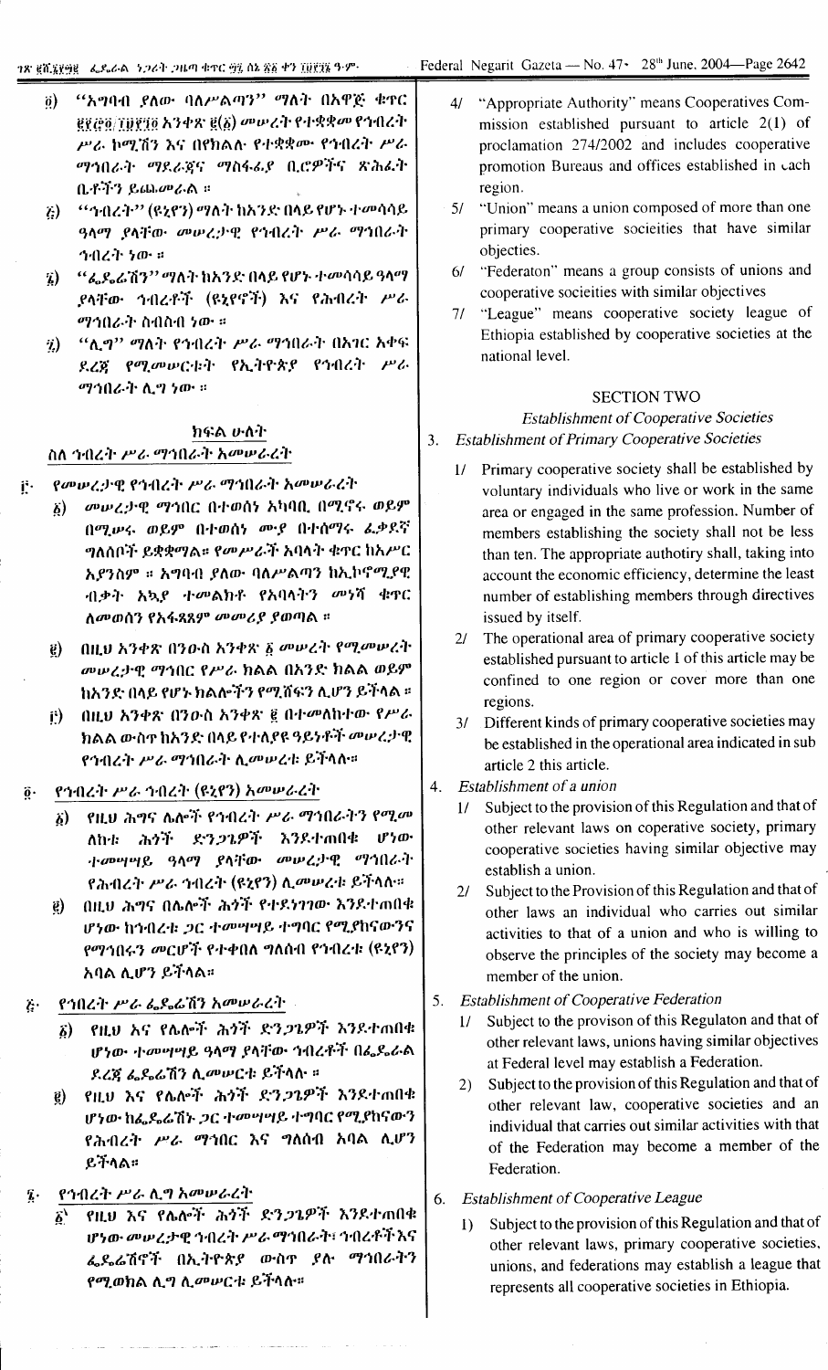፬) "አግባብ ያለው ባለሥልጣን" ማለት በአዋጅ ቁጥር ፪፻፸፬/፲፱፻፺፬ አንቀጽ ፪(፩) መሠረት የተቋቋመ የኅብረት ሥራ ኮሚሽን እና በየክልሉ የተቋቋሙ የኅብረት ሥራ ማኅበራት ማደራጃና ማስፋፊያ ቢሮዎችና ጽሕፈት ቤቶችን ይጨምራል ።

፭) "ኅብረት" (ዩኒየን) ማለት ከአንድ በላይ የሆኑ ተመሳሳይ ዓላማ ያላቸው መሠረታዊ የኅብረት ሥራ ማኅበራት ኅብረት ነው ።

፮) "ፌዴሬሽን" ማለት ከአንድ በላይ የሆኑ ተመሳሳይ ዓላማ ያላቸው ኅብረቶች (ዩኒየኖች) እና የሕብረት ሥራ ማኅበራት ስብስብ ነው ።

፯) "ሊግ" ማለት የኅብረት ሥራ ማኅበራት በአገር አቀፍ ደረጃ የሚመሠርቱት የኢትዮጵያ የኅብረት ሥራ ማኅበራት ሊግ ነው ።

## ክፍል ሁለት

### ስለ ኅብረት ሥራ ማኅበራት አመሠራረት

፫· የመሠረታዊ የኅብረት ሥራ ማኅበራት አመሠራረት

፩) መሠረታዊ ማኅበር በተወሰነ አካባቢ በሚኖሩ ወይም በሚሠሩ ወይም በተወሰነ ሙያ በተሰማሩ ፈቃደኛ ግለሰቦች ይቋቋማል። የመሥራች አባላት ቁጥር ከአሥር አያንስም ። አግባብ ያለው ባለሥልጣን ከኢኮኖሚያዊ ብቃት አኳያ ተመልክቶ የአባላትን መነሻ ቁጥር ለመወሰን የአፈጻጸም መመሪያ ያወጣል ።

፪) በዚህ አንቀጽ በንዑስ አንቀጽ ፩ መሠረት የሚመሠረት መሠረታዊ ማኅበር የሥራ ክልል በአንድ ክልል ወይም ከአንድ በላይ የሆኑ ክልሎችን የሚሸፍን ሊሆን ይችላል ።

፫) በዚህ አንቀጽ በንዑስ አንቀጽ ፪ በተመለከተው የሥራ ክልል ውስጥ ከአንድ በላይ የተለያዩ ዓይነቶች መሠረታዊ የኅብረት ሥራ ማኅበራት ሊመሠረቱ ይችላሉ።

፬· የኅብረት ሥራ ኅብረት (ዩኒየን) አመሠራረት

፩) የዚህ ሕግና ሌሎች የኅብረት ሥራ ማኅበራትን የሚመለከቱ ሕጎች ድንጋጌዎች እንደተጠበቁ ሆነው ተመሳሳይ ዓላማ ያላቸው መሠረታዊ ማኅበራት የሕብረት ሥራ ኅብረት (ዩኒየን) ሊመሠረቱ ይችላሉ።

፪) በዚህ ሕግና በሌሎች ሕጎች የተደነገገው እንደተጠበቁ ሆነው ከኅብረቱ ጋር ተመሳሳይ ተግባር የሚያከናውንና የማኅበሩን መርሆች የተቀበለ ግለሰብ የኅብረቱ (ዩኒየን) አባል ሊሆን ይችላል።

፭· የኅብረት ሥራ ፌዴሬሽን አመሠራረት

፩) የዚህ እና የሌሎች ሕጎች ድንጋጌዎች እንደተጠበቁ ሆነው ተመሳሳይ ዓላማ ያላቸው ኅብረቶች በፌዴራል ደረጃ ፌዴሬሽን ሊመሠርቱ ይችላሉ ።

፪) የዚህ እና የሌሎች ሕጎች ድንጋጌዎች እንደተጠበቁ ሆነው ከፌዴሬሽኑ ጋር ተመሳሳይ ተግባር የሚያከናውን የሕብረት ሥራ ማኅበር እና ግለሰብ አባል ሊሆን ይችላል።

፮· የኅብረት ሥራ ሊግ አመሠራረት

፩) የዚህ እና የሌሎች ሕጎች ድንጋጌዎች እንደተጠበቁ ሆነው መሠረታዊ ኅብረት ሥራ ማኅበራት፣ ኅብረቶች እና ፌዴሬሽኖች በኢትዮጵያ ውስጥ ያሉ ማኅበራትን የሚወክል ሊግ ሊመሠርቱ ይችላሉ።

4/ "Appropriate Authority" means Cooperatives Commission established pursuant to article 2(1) of proclamation 274/2002 and includes cooperative promotion Bureaus and offices established in each region.

5/ "Union" means a union composed of more than one primary cooperative socieities that have similar objecties.

6/ "Federaton" means a group consists of unions and cooperative socieities with similar objectives

7/ "League" means cooperative society league of Ethiopia established by cooperative societies at the national level.

## SECTION TWO

### Establishment of Cooperative Societies

3. *Establishment of Primary Cooperative Societies*

1/ Primary cooperative society shall be established by voluntary individuals who live or work in the same area or engaged in the same profession. Number of members establishing the society shall not be less than ten. The appropriate authotiry shall, taking into account the economic efficiency, determine the least number of establishing members through directives issued by itself.

2/ The operational area of primary cooperative society established pursuant to article 1 of this article may be confined to one region or cover more than one regions.

3/ Different kinds of primary cooperative societies may be established in the operational area indicated in sub article 2 this article.

4. *Establishment of a union*

1/ Subject to the provision of this Regulation and that of other relevant laws on coperative society, primary cooperative societies having similar objective may establish a union.

2/ Subject to the Provision of this Regulation and that of other laws an individual who carries out similar activities to that of a union and who is willing to observe the principles of the society may become a member of the union.

5. *Establishment of Cooperative Federation*

1/ Subject to the provison of this Regulaton and that of other relevant laws, unions having similar objectives at Federal level may establish a Federation.

2) Subject to the provision of this Regulation and that of other relevant law, cooperative societies and an individual that carries out similar activities with that of the Federation may become a member of the Federation.

6. *Establishment of Cooperative League*

1) Subject to the provision of this Regulation and that of other relevant laws, primary cooperative societies, unions, and federations may establish a league that represents all cooperative societies in Ethiopia.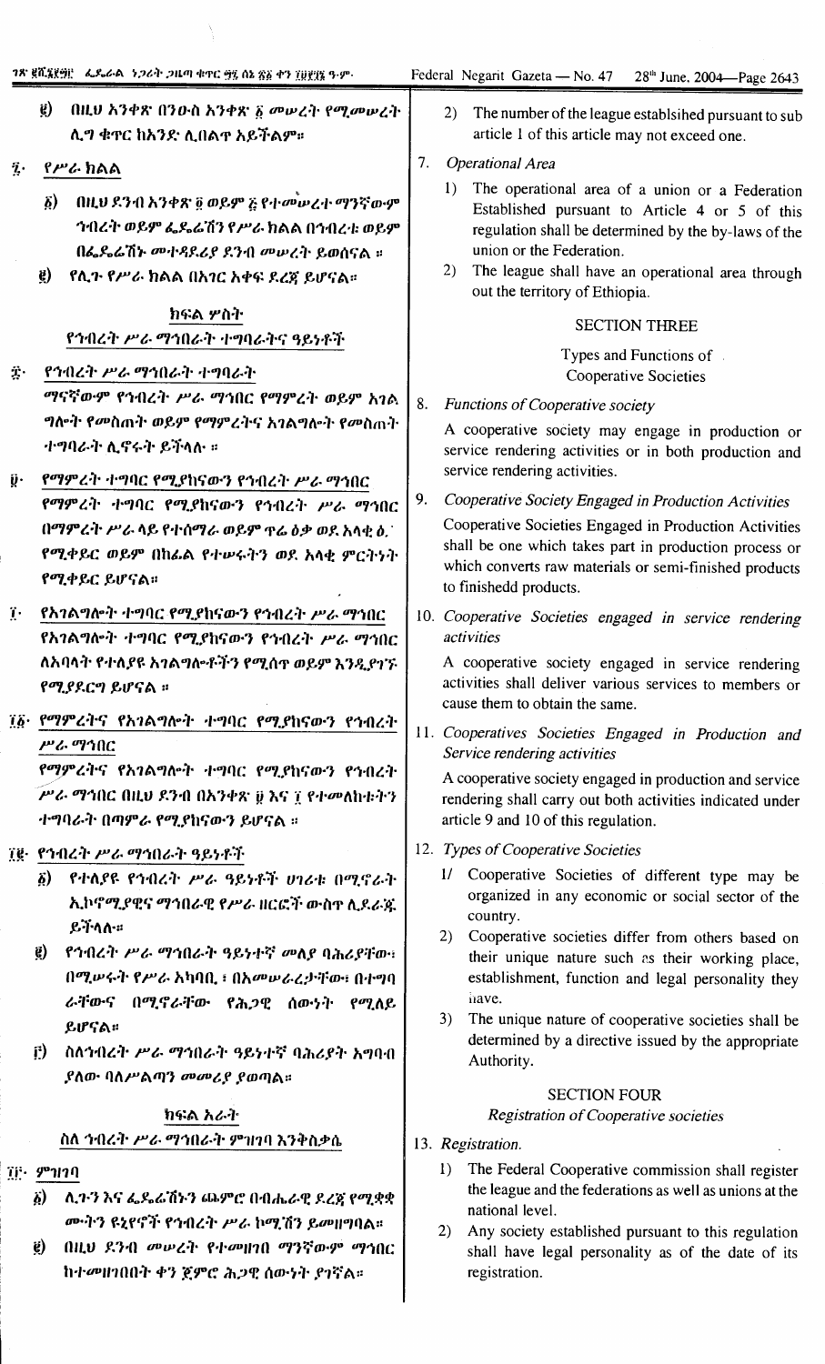፪) በዚህ አንቀጽ በንዑስ አንቀጽ ፩ መሠረት የሚመሠረት ሊግ ቁጥር ከአንድ ሊበልጥ አይችልም።

፯· የሥራ ክልል

፩) በዚህ ደንብ አንቀጽ ፬ ወይም ፭ የተመሠረተ ማንኛውም ኅብረት ወይም ፌዴሬሽን የሥራ ክልል በኅብረቱ ወይም በፌዴሬሽኑ መተዳደሪያ ደንብ መሠረት ይወሰናል ።

፪) የሊጉ የሥራ ክልል በአገር አቀፍ ደረጃ ይሆናል።

## ክፍል ሦስት

### የኅብረት ሥራ ማኅበራት ተግባራትና ዓይነቶች

፰· የኅብረት ሥራ ማኅበራት ተግባራት

ማናቸውም የኅብረት ሥራ ማኅበር የማምረት ወይም አገልግሎት የመስጠት ወይም የማምረትና አገልግሎት የመስጠት ተግባራት ሊኖሩት ይችላሉ ።

፱· የማምረት ተግባር የሚያከናውን የኅብረት ሥራ ማኅበር

የማምረት ተግባር የሚያከናውን የኅብረት ሥራ ማኅበር በማምረት ሥራ ላይ የተሰማራ ወይም ጥሬ ዕቃ ወደ አላቂ ዕ· የሚቀይር ወይም በከፊል የተሠሩትን ወደ አላቂ ምርትነት የሚቀይር ይሆናል።

፲· የአገልግሎት ተግባር የሚያከናውን የኅብረት ሥራ ማኅበር

የአገልግሎት ተግባር የሚያከናውን የኅብረት ሥራ ማኅበር ለአባላት የተለያዩ አገልግሎቶችን የሚሰጥ ወይም እንዲያገኙ የሚያደርግ ይሆናል ።

፲፩· የማምረትና የአገልግሎት ተግባር የሚያከናውን የኅብረት ሥራ ማኅበር

የማምረትና የአገልግሎት ተግባር የሚያከናውን የኅብረት ሥራ ማኅበር በዚህ ደንብ በአንቀጽ ፱ እና ፲ የተመለከቱትን ተግባራት በጣምራ የሚያከናውን ይሆናል ።

፲፪· የኅብረት ሥራ ማኅበራት ዓይነቶች

፩) የተለያዩ የኅብረት ሥራ ዓይነቶች ሀገሪቱ በሚኖራት ኢኮኖሚያዊና ማኅበራዊ የሥራ ዘርፎች ውስጥ ሊደራጁ ይችላሉ።

፪) የኅብረት ሥራ ማኅበራት ዓይነቶቹ መለያ ባሕሪያቸው፣ በሚሠሩት የሥራ አካባቢ፣ በአመሠራረታቸው፣ በተግባራቸውና በሚኖራቸው የሕጋዊ ሰውነት የሚለይ ይሆናል።

፫) ስለኅብረት ሥራ ማኅበራት ዓይነቶቹ ባሕሪያት አግባብ ያለው ባለሥልጣን መመሪያ ያወጣል።

## ክፍል አራት

### ስለ ኅብረት ሥራ ማኅበራት ምዝገባ እንቅስቃሴ

፲፫· ምዝገባ

፩) ሊጉን እና ፌዴሬሽኑን ጨምሮ በብሔራዊ ደረጃ የሚቋቋሙትን ዩኒየኖች የኅብረት ሥራ ኮሚሽን ይመዘግባል።

፪) በዚህ ደንብ መሠረት የተመዘገበ ማንኛውም ማኅበር ከተመዘገበበት ቀን ጀምሮ ሕጋዊ ሰውነት ያገኛል።

2) The number of the league establsihed pursuant to sub article 1 of this article may not exceed one.

7. Operational Area

1) The operational area of a union or a Federation Established pursuant to Article 4 or 5 of this regulation shall be determined by the by-laws of the union or the Federation.

2) The league shall have an operational area through out the territory of Ethiopia.

## SECTION THREE

### Types and Functions of Cooperative Societies

8. *Functions of Cooperative society*

A cooperative society may engage in production or service rendering activities or in both production and service rendering activities.

9. *Cooperative Society Engaged in Production Activities*

Cooperative Societies Engaged in Production Activities shall be one which takes part in production process or which converts raw materials or semi-finished products to finishedd products.

10. *Cooperative Societies engaged in service rendering activities*

A cooperative society engaged in service rendering activities shall deliver various services to members or cause them to obtain the same.

11. *Cooperatives Societies Engaged in Production and Service rendering activities*

A cooperative society engaged in production and service rendering shall carry out both activities indicated under article 9 and 10 of this regulation.

12. *Types of Cooperative Societies*

1/ Cooperative Societies of different type may be organized in any economic or social sector of the country.

2) Cooperative societies differ from others based on their unique nature such as their working place, establishment, function and legal personality they have.

3) The unique nature of cooperative societies shall be determined by a directive issued by the appropriate Authority.

## SECTION FOUR

### *Registration of Cooperative societies*

13. *Registration.*

1) The Federal Cooperative commission shall register the league and the federations as well as unions at the national level.

2) Any society established pursuant to this regulation shall have legal personality as of the date of its registration.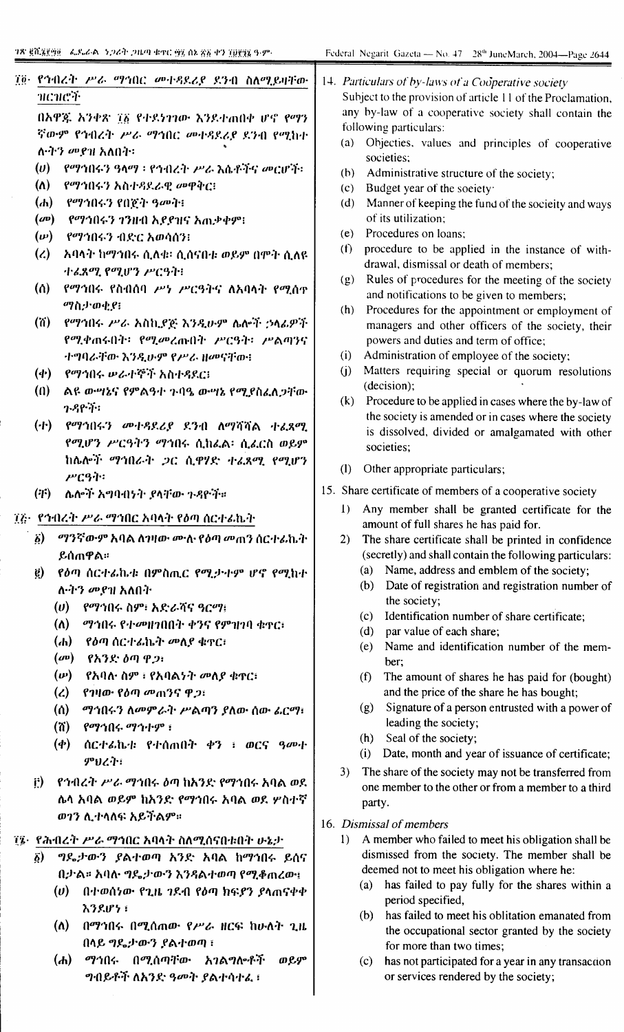## ፲፬. የኅብረት ሥራ ማኅበር መተዳደሪያ ደንብ ስለሚይዛቸው ዝርዝሮች

በአዋጁ አንቀጽ ፲፩ የተደነገገው እንደተጠበቀ ሆኖ የማንኛውም የኅብረት ሥራ ማኅበር መተዳደሪያ ደንብ የሚከተሉትን መያዝ አለበት፣

(ሀ) የማኅበሩን ዓላማ ፣ የኅብረት ሥራ እሴቶችና መርሆች፣

(ለ) የማኅበሩን አስተዳደራዊ መዋቅር፣

(ሐ) የማኅበሩን የበጀት ዓመት፣

(መ) የማኅበሩን ገንዘብ አያያዝና አጠቃቀም፣

(ሠ) የማኅበሩን ብድር አወሳሰን፣

(ረ) አባላት ከማኅበሩ ሲለቁ፣ ሲሰናበቱ ወይም በሞት ሲለዩ ተፈጻሚ የሚሆን ሥርዓት፣

(ሰ) የማኅበሩ የስብሰባ ሥነ ሥርዓትና ለአባላት የሚሰጥ ማስታወቂያ፣

(ሸ) የማኅበሩ ሥራ አስኪያጅ እንዲሁም ሌሎች ኃላፊዎች የሚቀጠሩበት፣ የሚመረጡበት ሥርዓት፣ ሥልጣንና ተግባራቸው እንዲሁም የሥራ ዘመናቸው፣

(ቀ) የማኅበሩ ሠራተኞች አስተዳደር፣

(በ) ልዩ ውሣኔና የምልዓተ ጉባዔ ውሣኔ የሚያስፈልጋቸው ጉዳዮች፣

(ተ) የማኅበሩን መተዳደሪያ ደንብ ለማሻሻል ተፈጻሚ የሚሆን ሥርዓትን ማኅበሩ ሲከፈል፣ ሲፈርስ ወይም ከሌሎች ማኅበራት ጋር ሲዋሃድ ተፈጻሚ የሚሆን ሥርዓት፣

(ቸ) ሌሎች አግባብነት ያላቸው ጉዳዮች።

## ፲፭. የኅብረት ሥራ ማኅበር አባላት የዕጣ ሰርተፊኬት

፩) ማንኛውም አባል ለገዛው ሙሉ የዕጣ መጠን ሰርተፊኬት ይሰጠዋል።

፪) የዕጣ ሰርተፊኬቱ በምስጢር የሚታተም ሆኖ የሚከተሉትን መያዝ አለበት

(ሀ) የማኅበሩ ስም፣ አድራሻና ዓርማ፣

(ለ) ማኅበሩ የተመዘገበበት ቀንና የምዝገባ ቁጥር፣

(ሐ) የዕጣ ሰርተፊኬት መለያ ቁጥር፣

(መ) የአንድ ዕጣ ዋጋ፣

(ሠ) የአባሉ ስም ፣ የአባልነት መለያ ቁጥር፣

(ረ) የገዛው የዕጣ መጠንና ዋጋ፣

(ሰ) ማኅበሩን ለመምራት ሥልጣን ያለው ሰው ፊርማ፣

(ሸ) የማኅበሩ ማኅተም ፣

(ቀ) ሰርተፊኬቱ የተሰጠበት ቀን ፣ ወርና ዓመተ ምህረት፣

፫) የኅብረት ሥራ ማኅበሩ ዕጣ ከአንድ የማኅበሩ አባል ወደ ሌላ አባል ወይም ከአንድ የማኅበሩ አባል ወደ ሦስተኛ ወገን ሊተላለፍ አይችልም።

## ፲፮. የሕብረት ሥራ ማኅበር አባላት ስለሚሰናበቱበት ሁኔታ

፩) ግዴታውን ያልተወጣ አንድ አባል ከማኅበሩ ይሰናበታል። አባሉ ግዴታውን እንዳልተወጣ የሚቆጠረው፣

(ሀ) በተወሰነው የጊዜ ገደብ የዕጣ ክፍያን ያላጠናቀቀ እንደሆነ ፣

(ለ) በማኅበሩ በሚሰጠው የሥራ ዘርፍ ከሁለት ጊዜ በላይ ግዴታውን ያልተወጣ ፣

(ሐ) ማኅበሩ በሚሰጣቸው አገልግሎቶች ወይም ግብይቶች ለአንድ ዓመት ያልተሳተፈ ፣

14. *Particulars of by-laws of a Coöperative society*

Subject to the provision of article 11 of the Proclamation, any by-law of a cooperative society shall contain the following particulars:

(a) Objecties, values and principles of cooperative societies;

(b) Administrative structure of the society;

(c) Budget year of the soeiety·

(d) Manner of keeping the fund of the socieity and ways of its utilization;

(e) Procedures on loans;

(f) procedure to be applied in the instance of withdrawal, dismissal or death of members;

(g) Rules of procedures for the meeting of the society and notifications to be given to members;

(h) Procedures for the appointment or employment of managers and other officers of the society, their powers and duties and term of office;

(i) Administration of employee of the society;

(j) Matters requiring special or quorum resolutions (decision);

(k) Procedure to be applied in cases where the by-law of the society is amended or in cases where the society is dissolved, divided or amalgamated with other societies;

(l) Other appropriate particulars;

15. Share certificate of members of a cooperative society

1) Any member shall be granted certificate for the amount of full shares he has paid for.

2) The share certificate shall be printed in confidence (secretly) and shall contain the following particulars:

(a) Name, address and emblem of the society;

(b) Date of registration and registration number of the society;

(c) Identification number of share certificate;

(d) par value of each share;

(e) Name and identification number of the member;

(f) The amount of shares he has paid for (bought) and the price of the share he has bought;

(g) Signature of a person entrusted with a power of leading the society;

(h) Seal of the society;

(i) Date, month and year of issuance of certificate;

3) The share of the society may not be transferred from one member to the other or from a member to a third party.

16. *Dismissal of members*

1) A member who failed to meet his obligation shall be dismissed from the society. The member shall be deemed not to meet his obligation where he:

(a) has failed to pay fully for the shares within a period specified,

(b) has failed to meet his oblitation emanated from the occupational sector granted by the society for more than two times;

(c) has not participated for a year in any transaction or services rendered by the society;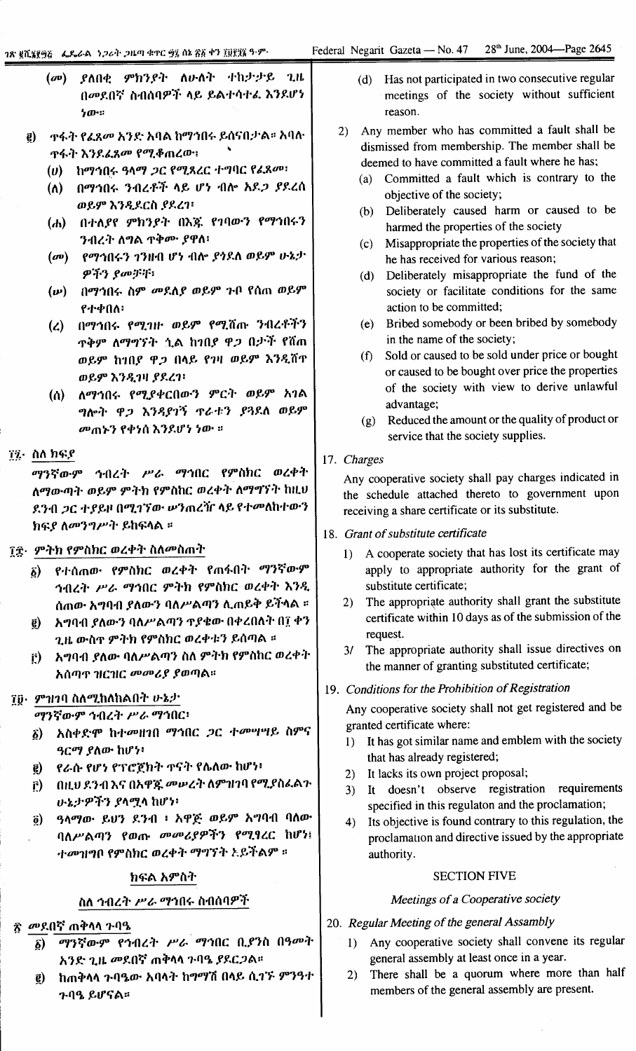(መ) ያለበቂ ምክንያት ለሁለት ተከታታይ ጊዜ በመደበኛ ስብሰባዎች ላይ ይልተሳተፈ እንደሆነ ነው።

፪) ጥፋት የፈጸመ አንድ አባል ከማኅበሩ ይሰናበታል። አባሉ ጥፋት እንደፈጸመ የሚቆጠረው፣

(ሀ) ከማኅበሩ ዓላማ ጋር የሚጻረር ተግባር የፈጸመ፣

(ለ) በማኅበሩ ንብረቶች ላይ ሆነ ብሎ አደጋ ያደረሰ ወይም እንዲደርስ ያደረገ፣

(ሐ) በተለያዩ ምክንያት በእጁ የገባውን የማኅበሩን ንብረት ለግል ጥቅሙ ያዋለ፣

(መ) የማኅበሩን ገንዘብ ሆነ ብሎ ያጎደለ ወይም ሁኔታዎችን ያመቻቸ፣

(ሠ) በማኅበሩ ስም መደለያ ወይም ጉቦ የሰጠ ወይም የተቀበለ፣

(ረ) በማኅበሩ የሚገዙ ወይም የሚሸጡ ንብረቶችን ጥቅም ለማግኘት ሲል ከገበያ ዋጋ በታች የሸጠ ወይም ከገበያ ዋጋ በላይ የገዛ ወይም እንዲሸጥ ወይም እንዲገዛ ያደረገ፣

(ሰ) ለማኅበሩ የሚያቀርበውን ምርት ወይም አገልግሎት ዋጋ እንዳያገኝ ጥራቱን ያጓደለ ወይም መጠኑን የቀነሰ እንደሆነ ነው ።

፲፯· ስለ ክፍያ

ማንኛውም ኅብረት ሥራ ማኅበር የምስክር ወረቀት ለማውጣት ወይም ምትክ የምስክር ወረቀት ለማግኘት ከዚህ ደንብ ጋር ተያይዞ በሚገኘው ሠንጠረዥ ላይ የተመለከተውን ክፍያ ለመንግሥት ይከፍላል ።

፲፰· ምትክ የምስክር ወረቀት ስለመስጠት

፩) የተሰጠው የምስክር ወረቀት የጠፋበት ማንኛውም ኅብረት ሥራ ማኅበር ምትክ የምስክር ወረቀት እንዲሰጠው አግባብ ያለውን ባለሥልጣን ሊጠይቅ ይችላል ።

፪) አግባብ ያለውን ባለሥልጣን ጥያቄው በቀረበለት በ፲ ቀን ጊዜ ውስጥ ምትክ የምስክር ወረቀቱን ይሰጣል ።

፫) አግባብ ያለው ባለሥልጣን ስለ ምትክ የምስክር ወረቀት አሰጣጥ ዝርዝር መመሪያ ያወጣል።

፲፱· ምዝገባ ስለሚከለከልበት ሁኔታ

ማንኛውም ኅብረት ሥራ ማኅበር፣

፩) አስቀድሞ ከተመዘገበ ማኅበር ጋር ተመሳሳይ ስምና ዓርማ ያለው ከሆነ፣

፪) የራሱ የሆነ የፕሮጀክት ጥናት የሌለው ከሆነ፣

፫) በዚህ ደንብ እና በአዋጁ መሠረት ለምዝገባ የሚያስፈልጉ ሁኔታዎችን ያላሟላ ከሆነ፣

፬) ዓላማው ይህን ደንብ ፣ አዋጁ ወይም አግባብ ባለው ባለሥልጣን የወጡ መመሪያዎችን የሚፃረር ከሆነ፣ ተመዝግቦ የምስክር ወረቀት ማግኘት አይችልም ።

## ክፍል አምስት

### ስለ ኅብረት ሥራ ማኅበሩ ስብሰባዎች

፳ መደበኛ ጠቅላላ ጉባዔ

፩) ማንኛውም የኅብረት ሥራ ማኅበር ቢያንስ በዓመት አንድ ጊዜ መደበኛ ጠቅላላ ጉባዔ ያደርጋል።

፪) ከጠቅላላ ጉባዔው አባላት ከግማሽ በላይ ሲገኙ ምንዓተ ጉባዔ ይሆናል።

(d) Has not participated in two consecutive regular meetings of the society without sufficient reason.

2) Any member who has committed a fault shall be dismissed from membership. The member shall be deemed to have committed a fault where he has;

(a) Committed a fault which is contrary to the objective of the society;

(b) Deliberately caused harm or caused to be harmed the properties of the society

(c) Misappropriate the properties of the society that he has received for various reason;

(d) Deliberately misappropriate the fund of the society or facilitate conditions for the same action to be committed;

(e) Bribed somebody or been bribed by somebody in the name of the society;

(f) Sold or caused to be sold under price or bought or caused to be bought over price the properties of the society with view to derive unlawful advantage;

(g) Reduced the amount or the quality of product or service that the society supplies.

17. *Charges*

Any cooperative society shall pay charges indicated in the schedule attached thereto to government upon receiving a share certificate or its substitute.

18. *Grant of substitute certificate*

1) A cooperate society that has lost its certificate may apply to appropriate authority for the grant of substitute certificate;

2) The appropriate authority shall grant the substitute certificate within 10 days as of the submission of the request.

3/ The appropriate authority shall issue directives on the manner of granting substituted certificate;

19. *Conditions for the Prohibition of Registration*

Any cooperative society shall not get registered and be granted certificate where:

1) It has got similar name and emblem with the society that has already registered;

2) It lacks its own project proposal;

3) It doesn't observe registration requirements specified in this regulaton and the proclamation;

4) Its objective is found contrary to this regulation, the proclamation and directive issued by the appropriate authority.

## SECTION FIVE

### *Meetings of a Cooperative society*

20. *Regular Meeting of the general Assambly*

1) Any cooperative society shall convene its regular general assembly at least once in a year.

2) There shall be a quorum where more than half members of the general assembly are present.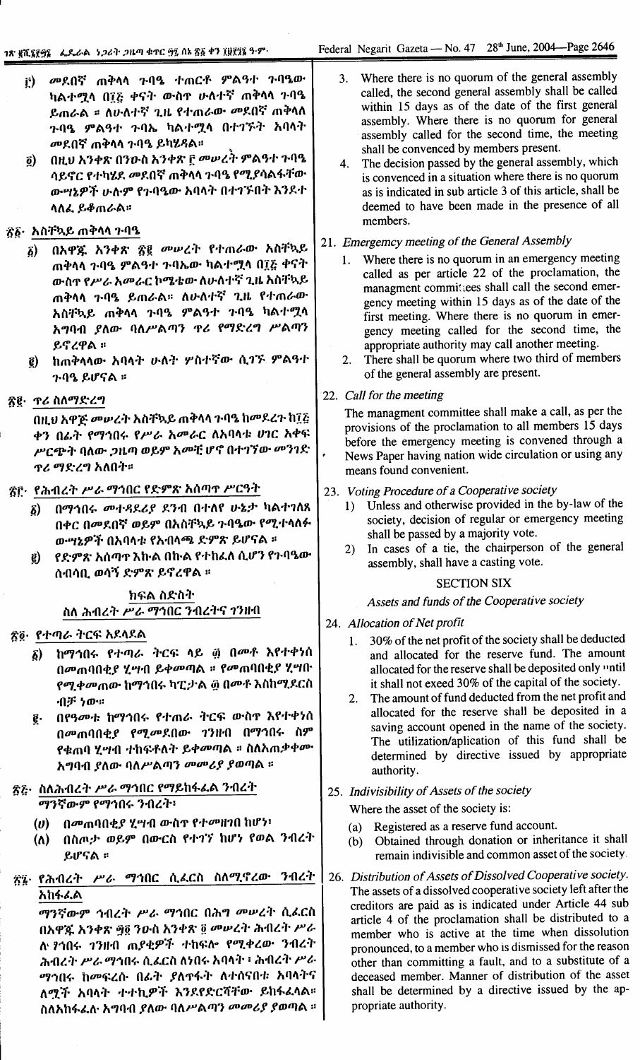፫) መደበኛ ጠቅላላ ጉባዔ ተጠርቶ ምልዓተ ጉባዔው ካልተሟላ በ፲፭ ቀናት ውስጥ ሁለተኛ ጠቅላላ ጉባዔ ይጠራል ። ለሁለተኛ ጊዜ የተጠራው መደበኛ ጠቅላላ ጉባዔ ምልዓተ ጉባኤ ካልተሟላ በተገኙት አባላት መደበኛ ጠቅላላ ጉባዔ ይካሄዳል።

፬) በዚህ አንቀጽ በንዑስ አንቀጽ ፫ መሠረት ምልዓተ ጉባዔ ሳይኖር የተካሄደ መደበኛ ጠቅላላ ጉባዔ የሚያሳልፋቸው ውሣኔዎች ሁሉም የጉባዔው አባላት በተገኙበት እንደተላለፈ ይቆጠራል።

፳፩· አስቸኳይ ጠቅላላ ጉባዔ

፩) በአዋጁ አንቀጽ ፳፪ መሠረት የተጠራው አስቸኳይ ጠቅላላ ጉባዔ ምልዓተ ጉባኤው ካልተሟላ በ፲፭ ቀናት ውስጥ የሥራ አመራር ኮሚቴው ለሁለተኛ ጊዜ አስቸኳይ ጠቅላላ ጉባዔ ይጠራል። ለሁለተኛ ጊዜ የተጠራው አስቸኳይ ጠቅላላ ጉባዔ ምልዓተ ጉባዔ ካልተሟላ አግባብ ያለው ባለሥልጣን ጥሪ የማድረግ ሥልጣን ይኖረዋል ።

፪) ከጠቅላላው አባላት ሁለት ሦስተኛው ሲገኙ ምልዓተ ጉባዔ ይሆናል ።

፳፪· ጥሪ ስለማድረግ

በዚህ አዋጅ መሠረት አስቸኳይ ጠቅላላ ጉባዔ ከመደረጉ ከ፲፭ ቀን በፊት የማኅበሩ የሥራ አመራር ለአባላቱ ሀገር አቀፍ ሥርጭት ባለው ጋዜጣ ወይም አመቺ ሆኖ በተገኘው መንገድ ጥሪ ማድረግ አለበት።

፳፫· የሕብረት ሥራ ማኅበር የድምጽ አሰጣጥ ሥርዓት

፩) በማኅበሩ መተዳደሪያ ደንብ በተለየ ሁኔታ ካልተገለጸ በቀር በመደበኛ ወይም በአስቸኳይ ጉባዔው የሚተላለፉ ውሣኔዎች በአባላቱ የአብላጫ ድምጽ ይሆናል ።

፪) የድምጽ አሰጣጥ እኩል በኩል የተከፈለ ሲሆን የጉባዔው ሰብሳቢ ወሳኝ ድምጽ ይኖረዋል ።

ክፍል ስድስት

ስለ ሕብረት ሥራ ማኅበር ንብረትና ገንዘብ

፳፬· የተጣራ ትርፍ አደላደል

፩) ከማኅበሩ የተጣራ ትርፍ ላይ ፴ በመቶ እየተቀነሰ በመጠባበቂያ ሂሣብ ይቀመጣል ። የመጠባበቂያ ሂሣቡ የሚቀመጠው ከማኅበሩ ካፒታል ፴ በመቶ እስከሚደርስ ብቻ ነው።

፪· በየዓመቱ ከማኅበሩ የተጣራ ትርፍ ውስጥ እየተቀነሰ በመጠባበቂያ የሚመደበው ገንዘብ በማኅበሩ ስም የቁጠባ ሂሣብ ተከፍቶለት ይቀመጣል ። ስለአጠቃቀሙ አግባብ ያለው ባለሥልጣን መመሪያ ያወጣል ።

፳፭· ስለሕብረት ሥራ ማኅበር የማይከፋፈል ንብረት

ማንኛውም የማኅበሩ ንብረት፣

(ሀ) በመጠባበቂያ ሂሣብ ውስጥ የተመዘገበ ከሆነ፣

(ለ) በስጦታ ወይም በውርስ የተገኘ ከሆነ የወል ንብረት ይሆናል ።

፳፮· የሕብረት ሥራ ማኅበር ሲፈርስ ስለሚኖረው ንብረት አከፋፈል

ማንኛውም ኅብረት ሥራ ማኅበር በሕግ መሠረት ሲፈርስ በአዋጁ አንቀጽ ፵፬ ንዑስ አንቀጽ ፬ መሠረት ሕብረት ሥራ ሉ ፃኅበሩ ገንዘብ ጠያቂዎች ተከፍሎ የሚቀረው ንብረት ሕብረት ሥራ ማኅበሩ ሲፈርስ ለነበሩ አባላት ፣ ሕብረት ሥራ ማኅበሩ ከመፍረሱ በፊት ያለጥፋት ለተሰናበቱ አባላትና ለሟች አባላት ተተኪዎች እንደየድርሻቸው ይከፋፈላል። ስለአከፋፈሉ አግባብ ያለው ባለሥልጣን መመሪያ ያወጣል ።

3. Where there is no quorum of the general assembly called, the second general assembly shall be called within 15 days as of the date of the first general assembly. Where there is no quorum for general assembly called for the second time, the meeting shall be convenced by members present.

4. The decision passed by the general assembly, which is convenced in a situation where there is no quorum as is indicated in sub article 3 of this article, shall be deemed to have been made in the presence of all members.

21. *Emergemcy meeting of the General Assembly*

   1. Where there is no quorum in an emergency meeting called as per article 22 of the proclamation, the managment committees shall call the second emergency meeting within 15 days as of the date of the first meeting. Where there is no quorum in emergency meeting called for the second time, the appropriate authority may call another meeting.
   2. There shall be quorum where two third of members of the general assembly are present.

22. *Call for the meeting*

   The managment committee shall make a call, as per the provisions of the proclamation to all members 15 days before the emergency meeting is convened through a News Paper having nation wide circulation or using any means found convenient.

23. *Voting Procedure of a Cooperative society*

   1) Unless and otherwise provided in the by-law of the society, decision of regular or emergency meeting shall be passed by a majority vote.
   2) In cases of a tie, the chairperson of the general assembly, shall have a casting vote.

SECTION SIX

*Assets and funds of the Cooperative society*

24. *Allocation of Net profit*

   1. 30% of the net profit of the society shall be deducted and allocated for the reserve fund. The amount allocated for the reserve shall be deposited only until it shall not exeed 30% of the capital of the society.
   2. The amount of fund deducted from the net profit and allocated for the reserve shall be deposited in a saving account opened in the name of the society. The utilization/aplication of this fund shall be determined by directive issued by appropriate authority.

25. *Indivisibility of Assets of the society*

   Where the asset of the society is:

   (a) Registered as a reserve fund account.
   (b) Obtained through donation or inheritance it shall remain indivisible and common asset of the society.

26. *Distribution of Assets of Dissolved Cooperative society.*

   The assets of a dissolved cooperative society left after the creditors are paid as is indicated under Article 44 sub article 4 of the proclamation shall be distributed to a member who is active at the time when dissolution pronounced, to a member who is dismissed for the reason other than committing a fault, and to a substitute of a deceased member. Manner of distribution of the asset shall be determined by a directive issued by the appropriate authority.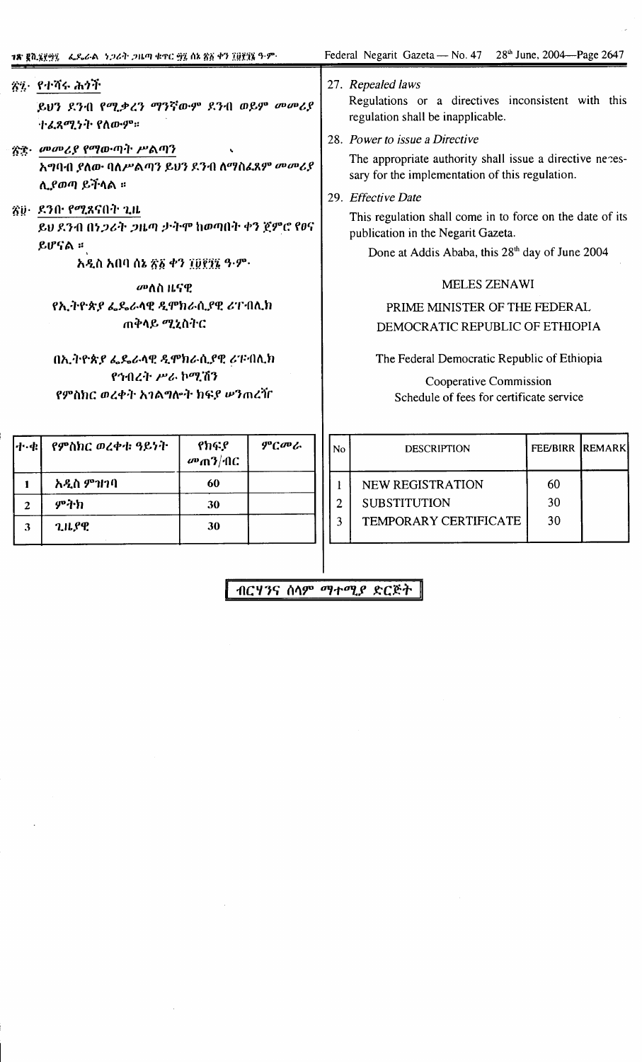፳፯· የተሻሩ ሕጎች

ይህን ደንብ የሚቃረን ማንኛውም ደንብ ወይም መመሪያ ተፈጻሚነት የለውም።

፳፰· መመሪያ የማውጣት ሥልጣን

አግባብ ያለው ባለሥልጣን ይህን ደንብ ለማስፈጸም መመሪያ ሊያወጣ ይችላል ።

፳፱· ደንቡ የሚጸናበት ጊዜ

ይህ ደንብ በነጋሪት ጋዜጣ ታትሞ ከወጣበት ቀን ጀምሮ የፀና ይሆናል ።

አዲስ አበባ ሰኔ ፳፩ ቀን ፲፱፻፺፮ ዓ.ም.

መለስ ዜናዊ

የኢትዮጵያ ፌዴራላዊ ዲሞክራሲያዊ ሪፐብሊክ ጠቅላይ ሚኒስትር

በኢትዮጵያ ፌዴራላዊ ዲሞክራሲያዊ ሪፐብሊክ የኅብረት ሥራ ኮሚሽን የምስክር ወረቀት አገልግሎት ክፍያ ሠንጠረዥ

| ተ·ቁ | የምስክር ወረቀቱ ዓይነት | የክፍያ መጠን/ብር | ምርመራ |
|---|---|---|---|
| 1 | አዲስ ምዝገባ | 60 | |
| 2 | ምትክ | 30 | |
| 3 | ጊዜያዊ | 30 | |

27. *Repealed laws*

Regulations or a directives inconsistent with this regulation shall be inapplicable.

28. *Power to issue a Directive*

The appropriate authority shall issue a directive necessary for the implementation of this regulation.

29. *Effective Date*

This regulation shall come in to force on the date of its publication in the Negarit Gazeta.

Done at Addis Ababa, this 28th day of June 2004

MELES ZENAWI

PRIME MINISTER OF THE FEDERAL DEMOCRATIC REPUBLIC OF ETHIOPIA

The Federal Democratic Republic of Ethiopia

Cooperative Commission

Schedule of fees for certificate service

| No | DESCRIPTION | FEE/BIRR | REMARK |
|---|---|---|---|
| 1 | NEW REGISTRATION | 60 | |
| 2 | SUBSTITUTION | 30 | |
| 3 | TEMPORARY CERTIFICATE | 30 | |

ብርሃንና ሰላም ማተሚያ ድርጅት